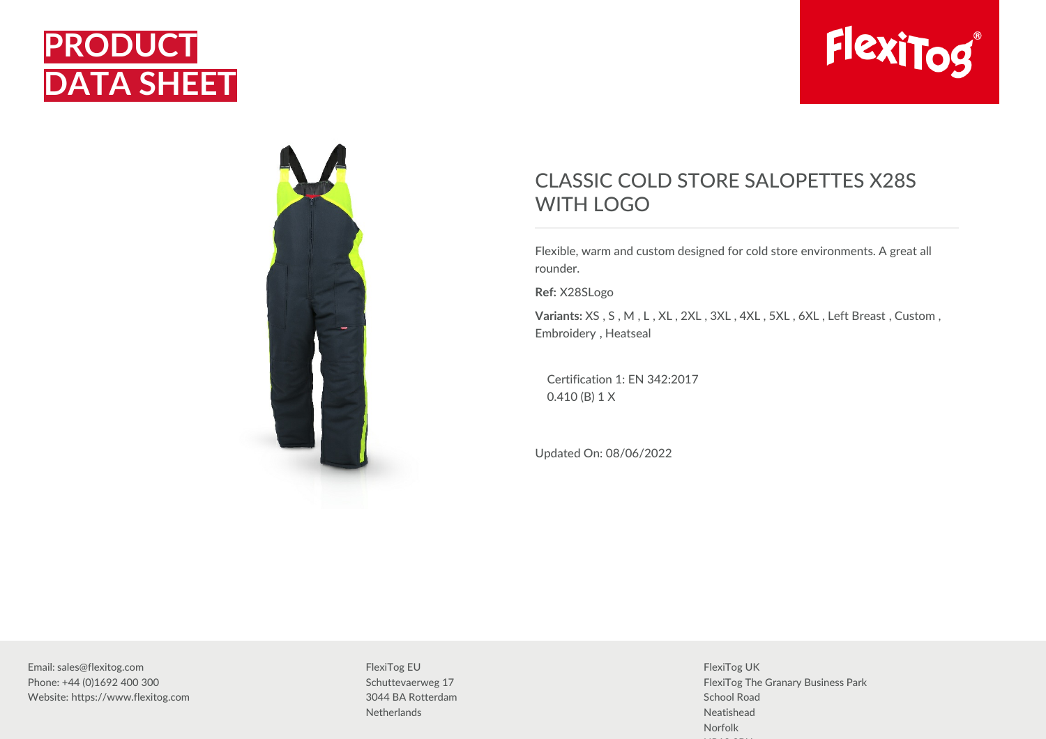# PRODUCT DATA SHEET

FlexiTog®

## CLASSIC COLD STORE SALOPETTES X28S WITH LOGO

Flexible, warm and custom designed for cold store environments. A great all rounder.

**Ref:** X28SLogo

**Variants:** XS , S , M , L , XL , 2XL , 3XL , 4XL , 5XL , 6XL , Left Breast , Custom , Embroidery , Heatseal

Certification 1: EN 342:2017
0.410 (B) 1 X

Updated On: 08/06/2022

Email: sales@flexitog.com
Phone: +44 (0)1692 400 300
Website: https://www.flexitog.com

FlexiTog EU
Schuttevaerweg 17
3044 BA Rotterdam
Netherlands

FlexiTog UK
FlexiTog The Granary Business Park
School Road
Neatishead
Norfolk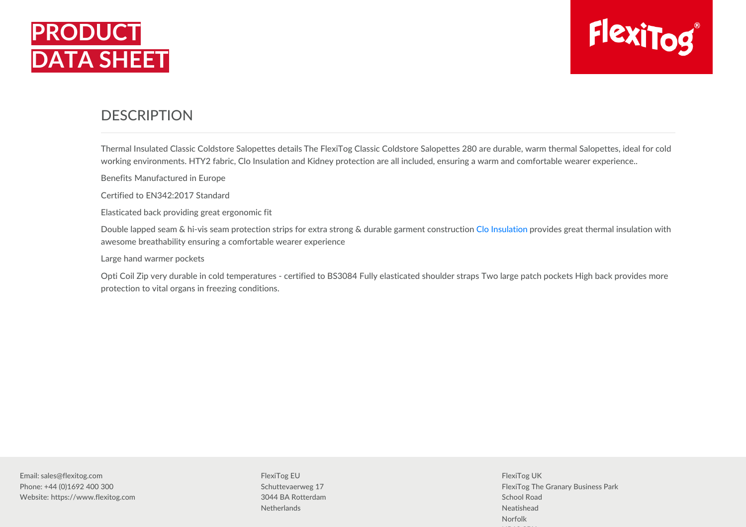## DESCRIPTION

Thermal Insulated Classic Coldstore Salopettes details The FlexiTog Classic Coldstore Salopettes 280 are durable, warm thermal Salopettes, ideal for cold working environments. HTY2 fabric, Clo Insulation and Kidney protection are all included, ensuring a warm and comfortable wearer experience..

Benefits Manufactured in Europe

Certified to EN342:2017 Standard

Elasticated back providing great ergonomic fit

Double lapped seam & hi-vis seam protection strips for extra strong & durable garment construction Clo Insulation provides great thermal insulation with awesome breathability ensuring a comfortable wearer experience

Large hand warmer pockets

Opti Coil Zip very durable in cold temperatures - certified to BS3084 Fully elasticated shoulder straps Two large patch pockets High back provides more protection to vital organs in freezing conditions.